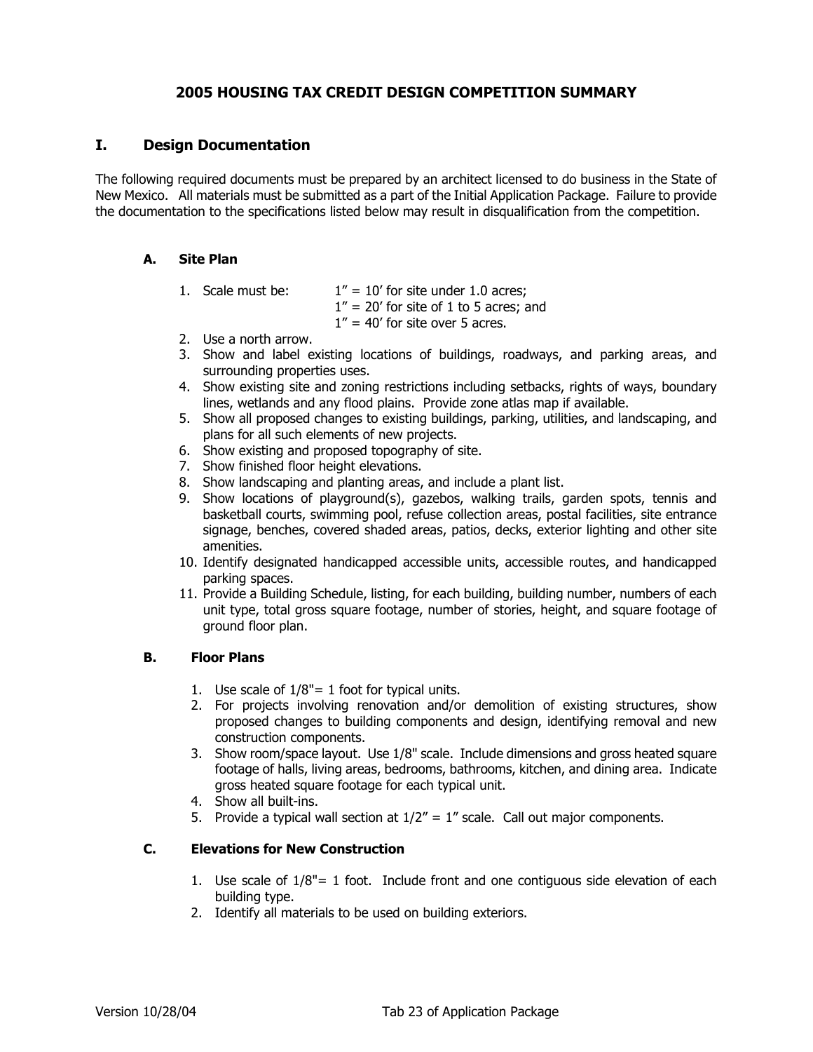# 2005 HOUSING TAX CREDIT DESIGN COMPETITION SUMMARY

## I. Design Documentation

The following required documents must be prepared by an architect licensed to do business in the State of New Mexico. All materials must be submitted as a part of the Initial Application Package. Failure to provide the documentation to the specifications listed below may result in disqualification from the competition.

### A. Site Plan

1. Scale must be: 1" = 10' for site under 1.0 acres;
   1" = 20' for site of 1 to 5 acres; and
   1" = 40' for site over 5 acres.
2. Use a north arrow.
3. Show and label existing locations of buildings, roadways, and parking areas, and surrounding properties uses.
4. Show existing site and zoning restrictions including setbacks, rights of ways, boundary lines, wetlands and any flood plains. Provide zone atlas map if available.
5. Show all proposed changes to existing buildings, parking, utilities, and landscaping, and plans for all such elements of new projects.
6. Show existing and proposed topography of site.
7. Show finished floor height elevations.
8. Show landscaping and planting areas, and include a plant list.
9. Show locations of playground(s), gazebos, walking trails, garden spots, tennis and basketball courts, swimming pool, refuse collection areas, postal facilities, site entrance signage, benches, covered shaded areas, patios, decks, exterior lighting and other site amenities.
10. Identify designated handicapped accessible units, accessible routes, and handicapped parking spaces.
11. Provide a Building Schedule, listing, for each building, building number, numbers of each unit type, total gross square footage, number of stories, height, and square footage of ground floor plan.

### B. Floor Plans

1. Use scale of 1/8"= 1 foot for typical units.
2. For projects involving renovation and/or demolition of existing structures, show proposed changes to building components and design, identifying removal and new construction components.
3. Show room/space layout. Use 1/8" scale. Include dimensions and gross heated square footage of halls, living areas, bedrooms, bathrooms, kitchen, and dining area. Indicate gross heated square footage for each typical unit.
4. Show all built-ins.
5. Provide a typical wall section at 1/2" = 1" scale. Call out major components.

### C. Elevations for New Construction

1. Use scale of 1/8"= 1 foot. Include front and one contiguous side elevation of each building type.
2. Identify all materials to be used on building exteriors.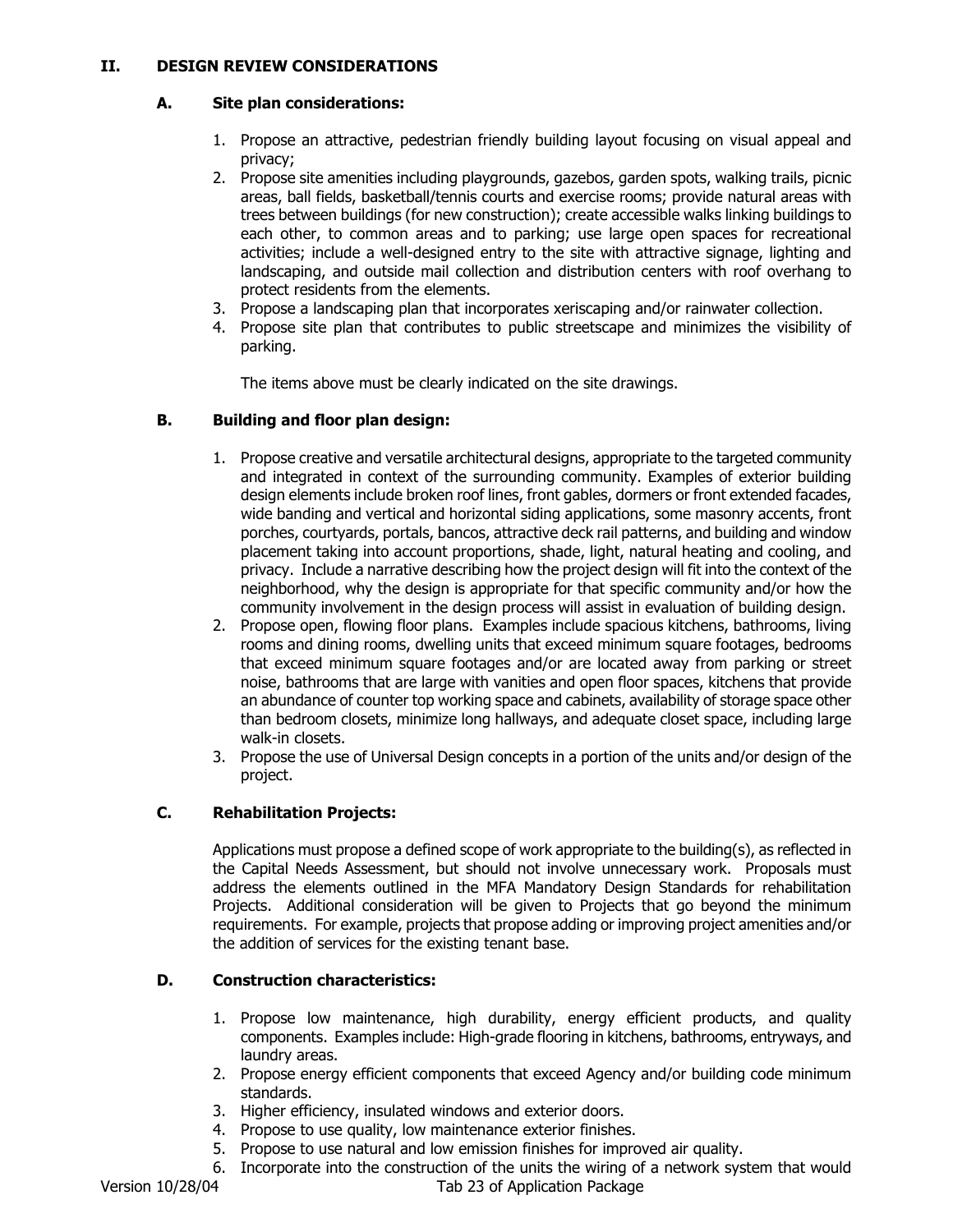## II. DESIGN REVIEW CONSIDERATIONS

### A. Site plan considerations:

1. Propose an attractive, pedestrian friendly building layout focusing on visual appeal and privacy;
2. Propose site amenities including playgrounds, gazebos, garden spots, walking trails, picnic areas, ball fields, basketball/tennis courts and exercise rooms; provide natural areas with trees between buildings (for new construction); create accessible walks linking buildings to each other, to common areas and to parking; use large open spaces for recreational activities; include a well-designed entry to the site with attractive signage, lighting and landscaping, and outside mail collection and distribution centers with roof overhang to protect residents from the elements.
3. Propose a landscaping plan that incorporates xeriscaping and/or rainwater collection.
4. Propose site plan that contributes to public streetscape and minimizes the visibility of parking.

The items above must be clearly indicated on the site drawings.

### B. Building and floor plan design:

1. Propose creative and versatile architectural designs, appropriate to the targeted community and integrated in context of the surrounding community. Examples of exterior building design elements include broken roof lines, front gables, dormers or front extended facades, wide banding and vertical and horizontal siding applications, some masonry accents, front porches, courtyards, portals, bancos, attractive deck rail patterns, and building and window placement taking into account proportions, shade, light, natural heating and cooling, and privacy. Include a narrative describing how the project design will fit into the context of the neighborhood, why the design is appropriate for that specific community and/or how the community involvement in the design process will assist in evaluation of building design.
2. Propose open, flowing floor plans. Examples include spacious kitchens, bathrooms, living rooms and dining rooms, dwelling units that exceed minimum square footages, bedrooms that exceed minimum square footages and/or are located away from parking or street noise, bathrooms that are large with vanities and open floor spaces, kitchens that provide an abundance of counter top working space and cabinets, availability of storage space other than bedroom closets, minimize long hallways, and adequate closet space, including large walk-in closets.
3. Propose the use of Universal Design concepts in a portion of the units and/or design of the project.

### C. Rehabilitation Projects:

Applications must propose a defined scope of work appropriate to the building(s), as reflected in the Capital Needs Assessment, but should not involve unnecessary work. Proposals must address the elements outlined in the MFA Mandatory Design Standards for rehabilitation Projects. Additional consideration will be given to Projects that go beyond the minimum requirements. For example, projects that propose adding or improving project amenities and/or the addition of services for the existing tenant base.

### D. Construction characteristics:

1. Propose low maintenance, high durability, energy efficient products, and quality components. Examples include: High-grade flooring in kitchens, bathrooms, entryways, and laundry areas.
2. Propose energy efficient components that exceed Agency and/or building code minimum standards.
3. Higher efficiency, insulated windows and exterior doors.
4. Propose to use quality, low maintenance exterior finishes.
5. Propose to use natural and low emission finishes for improved air quality.
6. Incorporate into the construction of the units the wiring of a network system that would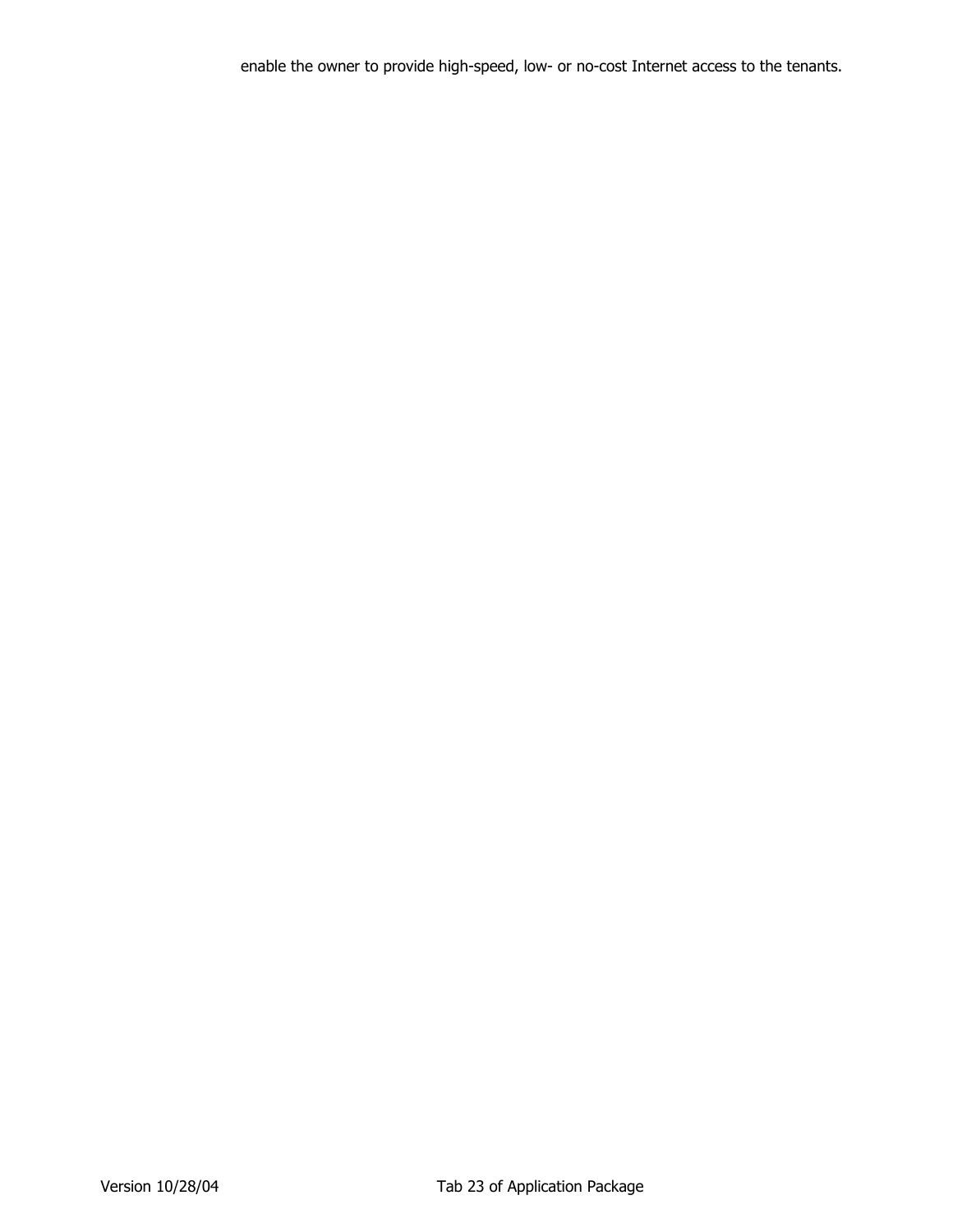enable the owner to provide high-speed, low- or no-cost Internet access to the tenants.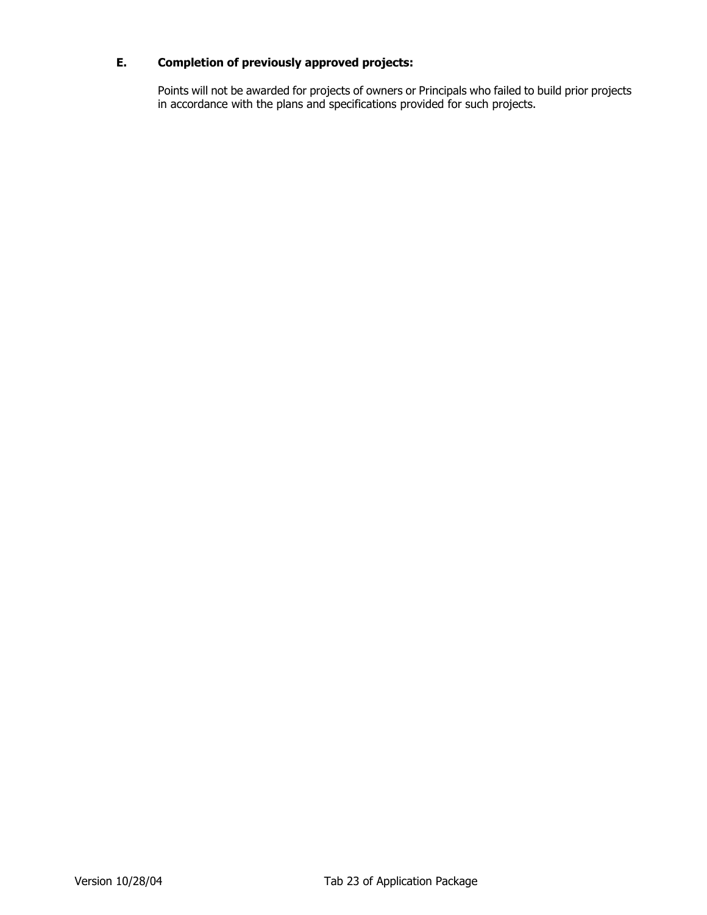**E. Completion of previously approved projects:**

Points will not be awarded for projects of owners or Principals who failed to build prior projects in accordance with the plans and specifications provided for such projects.